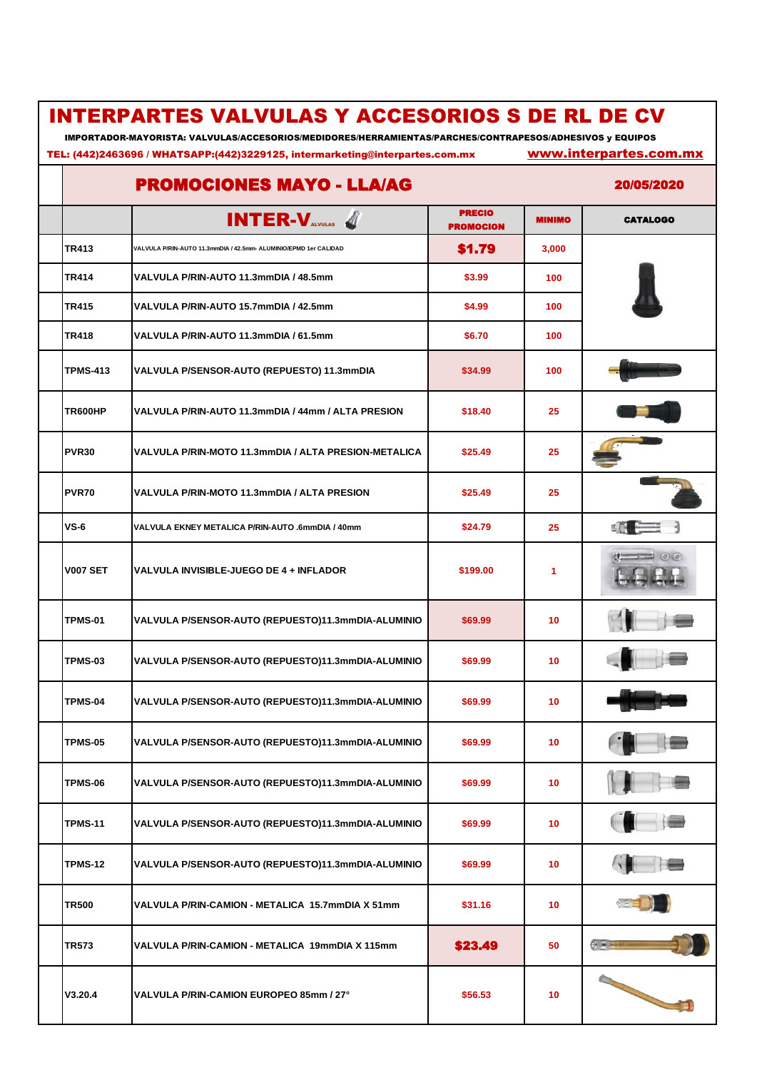# INTERPARTES VALVULAS Y ACCESORIOS S DE RL DE CV

**IMPORTADOR-MAYORISTA: VALVULAS/ACCESORIOS/MEDIDORES/HERRAMIENTAS/PARCHES/CONTRAPESOS/ADHESIVOS y EQUIPOS**

TEL: (442)2463696 / WHATSAPP:(442)3229125, intermarketing@interpartes.com.mx www.interpartes.com.mx

## PROMOCIONES MAYO - LLA/AG

**20/05/2020**

| | INTER-VALVULAS | PRECIO PROMOCION | MINIMO | CATALOGO |
|---|---|---|---|---|
| TR413 | VALVULA P/RIN-AUTO 11.3mmDIA / 42.5mm- ALUMINIO/EPMD 1er CALIDAD | **$1.79** | 3,000 | |
| TR414 | VALVULA P/RIN-AUTO 11.3mmDIA / 48.5mm | $3.99 | 100 | |
| TR415 | VALVULA P/RIN-AUTO 15.7mmDIA / 42.5mm | $4.99 | 100 | |
| TR418 | VALVULA P/RIN-AUTO 11.3mmDIA / 61.5mm | $6.70 | 100 | |
| TPMS-413 | VALVULA P/SENSOR-AUTO (REPUESTO) 11.3mmDIA | $34.99 | 100 | |
| TR600HP | VALVULA P/RIN-AUTO 11.3mmDIA / 44mm / ALTA PRESION | $18.40 | 25 | |
| PVR30 | VALVULA P/RIN-MOTO 11.3mmDIA / ALTA PRESION-METALICA | $25.49 | 25 | |
| PVR70 | VALVULA P/RIN-MOTO 11.3mmDIA / ALTA PRESION | $25.49 | 25 | |
| VS-6 | VALVULA EKNEY METALICA P/RIN-AUTO .6mmDIA / 40mm | $24.79 | 25 | |
| V007 SET | VALVULA INVISIBLE-JUEGO DE 4 + INFLADOR | $199.00 | 1 | |
| TPMS-01 | VALVULA P/SENSOR-AUTO (REPUESTO)11.3mmDIA-ALUMINIO | $69.99 | 10 | |
| TPMS-03 | VALVULA P/SENSOR-AUTO (REPUESTO)11.3mmDIA-ALUMINIO | $69.99 | 10 | |
| TPMS-04 | VALVULA P/SENSOR-AUTO (REPUESTO)11.3mmDIA-ALUMINIO | $69.99 | 10 | |
| TPMS-05 | VALVULA P/SENSOR-AUTO (REPUESTO)11.3mmDIA-ALUMINIO | $69.99 | 10 | |
| TPMS-06 | VALVULA P/SENSOR-AUTO (REPUESTO)11.3mmDIA-ALUMINIO | $69.99 | 10 | |
| TPMS-11 | VALVULA P/SENSOR-AUTO (REPUESTO)11.3mmDIA-ALUMINIO | $69.99 | 10 | |
| TPMS-12 | VALVULA P/SENSOR-AUTO (REPUESTO)11.3mmDIA-ALUMINIO | $69.99 | 10 | |
| TR500 | VALVULA P/RIN-CAMION - METALICA 15.7mmDIA X 51mm | $31.16 | 10 | |
| TR573 | VALVULA P/RIN-CAMION - METALICA 19mmDIA X 115mm | **$23.49** | 50 | |
| V3.20.4 | VALVULA P/RIN-CAMION EUROPEO 85mm / 27° | $56.53 | 10 | |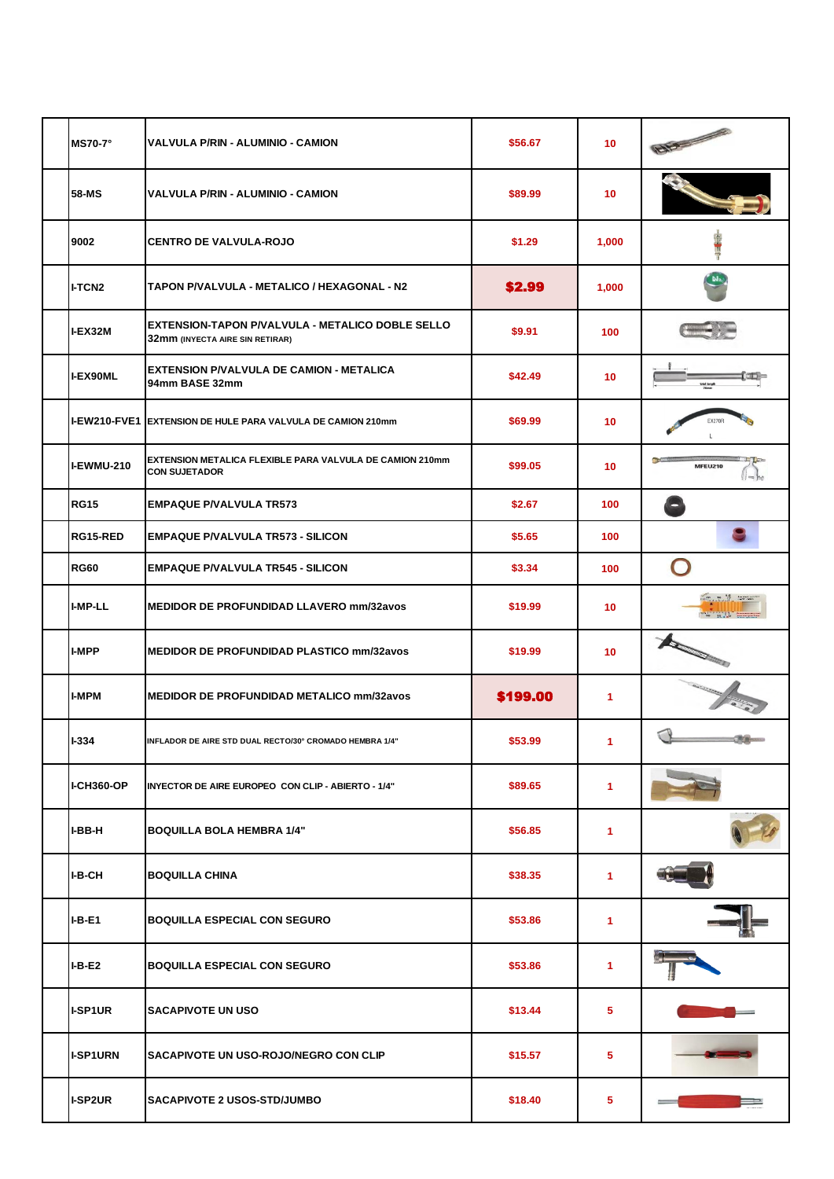| | | | | | |
|---|---|---|---|---|---|
| | MS70-7° | VALVULA P/RIN - ALUMINIO - CAMION | $56.67 | 10 | |
| | 58-MS | VALVULA P/RIN - ALUMINIO - CAMION | $89.99 | 10 | |
| | 9002 | CENTRO DE VALVULA-ROJO | $1.29 | 1,000 | |
| | I-TCN2 | TAPON P/VALVULA - METALICO / HEXAGONAL - N2 | **$2.99** | 1,000 | |
| | I-EX32M | EXTENSION-TAPON P/VALVULA - METALICO DOBLE SELLO 32mm (INYECTA AIRE SIN RETIRAR) | $9.91 | 100 | |
| | I-EX90ML | EXTENSION P/VALVULA DE CAMION - METALICA 94mm BASE 32mm | $42.49 | 10 | |
| | I-EW210-FVE1 | EXTENSION DE HULE PARA VALVULA DE CAMION 210mm | $69.99 | 10 | |
| | I-EWMU-210 | EXTENSION METALICA FLEXIBLE PARA VALVULA DE CAMION 210mm CON SUJETADOR | $99.05 | 10 | |
| | RG15 | EMPAQUE P/VALVULA TR573 | $2.67 | 100 | |
| | RG15-RED | EMPAQUE P/VALVULA TR573 - SILICON | $5.65 | 100 | |
| | RG60 | EMPAQUE P/VALVULA TR545 - SILICON | $3.34 | 100 | |
| | I-MP-LL | MEDIDOR DE PROFUNDIDAD LLAVERO mm/32avos | $19.99 | 10 | |
| | I-MPP | MEDIDOR DE PROFUNDIDAD PLASTICO mm/32avos | $19.99 | 10 | |
| | I-MPM | MEDIDOR DE PROFUNDIDAD METALICO mm/32avos | **$199.00** | 1 | |
| | I-334 | INFLADOR DE AIRE STD DUAL RECTO/30° CROMADO HEMBRA 1/4" | $53.99 | 1 | |
| | I-CH360-OP | INYECTOR DE AIRE EUROPEO CON CLIP - ABIERTO - 1/4" | $89.65 | 1 | |
| | I-BB-H | BOQUILLA BOLA HEMBRA 1/4" | $56.85 | 1 | |
| | I-B-CH | BOQUILLA CHINA | $38.35 | 1 | |
| | I-B-E1 | BOQUILLA ESPECIAL CON SEGURO | $53.86 | 1 | |
| | I-B-E2 | BOQUILLA ESPECIAL CON SEGURO | $53.86 | 1 | |
| | I-SP1UR | SACAPIVOTE UN USO | $13.44 | 5 | |
| | I-SP1URN | SACAPIVOTE UN USO-ROJO/NEGRO CON CLIP | $15.57 | 5 | |
| | I-SP2UR | SACAPIVOTE 2 USOS-STD/JUMBO | $18.40 | 5 | |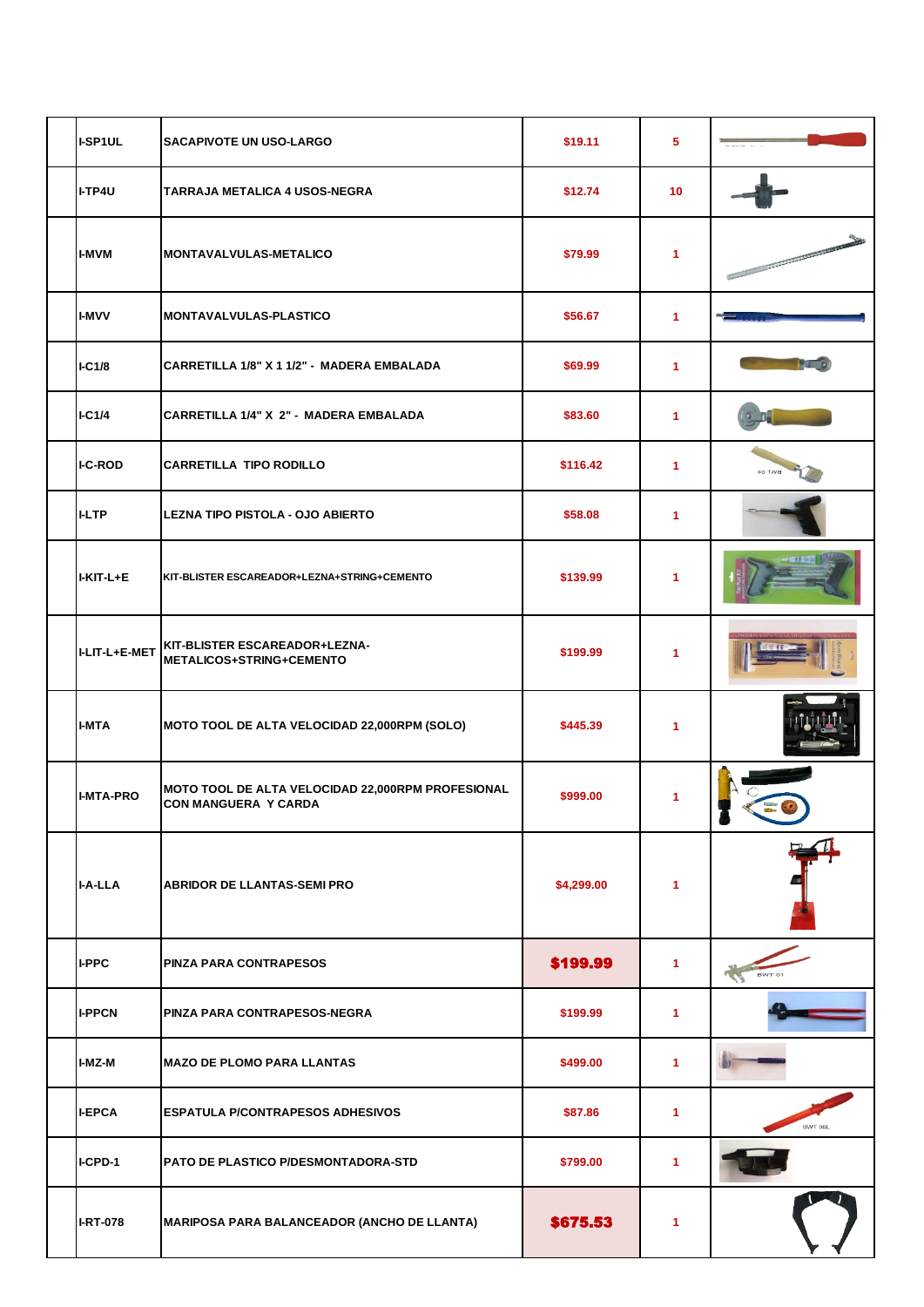| | | | | | |
|---|---|---|---|---|---|
| | I-SP1UL | SACAPIVOTE UN USO-LARGO | $19.11 | 5 | |
| | I-TP4U | TARRAJA METALICA 4 USOS-NEGRA | $12.74 | 10 | |
| | I-MVM | MONTAVALVULAS-METALICO | $79.99 | 1 | |
| | I-MVV | MONTAVALVULAS-PLASTICO | $56.67 | 1 | |
| | I-C1/8 | CARRETILLA 1/8" X 1 1/2" - MADERA EMBALADA | $69.99 | 1 | |
| | I-C1/4 | CARRETILLA 1/4" X 2" - MADERA EMBALADA | $83.60 | 1 | |
| | I-C-ROD | CARRETILLA TIPO RODILLO | $116.42 | 1 | |
| | I-LTP | LEZNA TIPO PISTOLA - OJO ABIERTO | $58.08 | 1 | |
| | I-KIT-L+E | KIT-BLISTER ESCAREADOR+LEZNA+STRING+CEMENTO | $139.99 | 1 | |
| | I-LIT-L+E-MET | KIT-BLISTER ESCAREADOR+LEZNA-METALICOS+STRING+CEMENTO | $199.99 | 1 | |
| | I-MTA | MOTO TOOL DE ALTA VELOCIDAD 22,000RPM (SOLO) | $445.39 | 1 | |
| | I-MTA-PRO | MOTO TOOL DE ALTA VELOCIDAD 22,000RPM PROFESIONAL CON MANGUERA Y CARDA | $999.00 | 1 | |
| | I-A-LLA | ABRIDOR DE LLANTAS-SEMI PRO | $4,299.00 | 1 | |
| | I-PPC | PINZA PARA CONTRAPESOS | **$199.99** | 1 | |
| | I-PPCN | PINZA PARA CONTRAPESOS-NEGRA | $199.99 | 1 | |
| | I-MZ-M | MAZO DE PLOMO PARA LLANTAS | $499.00 | 1 | |
| | I-EPCA | ESPATULA P/CONTRAPESOS ADHESIVOS | $87.86 | 1 | |
| | I-CPD-1 | PATO DE PLASTICO P/DESMONTADORA-STD | $799.00 | 1 | |
| | I-RT-078 | MARIPOSA PARA BALANCEADOR (ANCHO DE LLANTA) | **$675.53** | 1 | |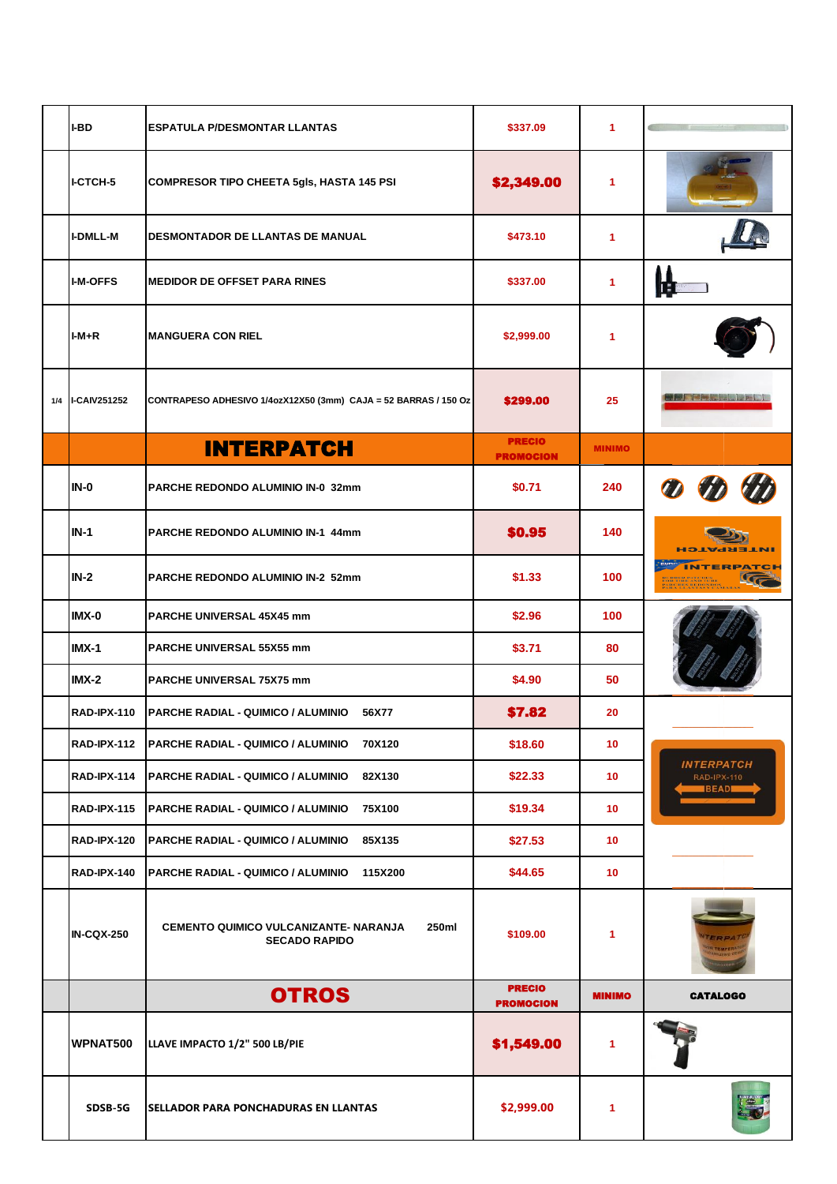| | | | | | |
|---|---|---|---|---|---|
| | I-BD | ESPATULA P/DESMONTAR LLANTAS | $337.09 | 1 | |
| | I-CTCH-5 | COMPRESOR TIPO CHEETA 5gls, HASTA 145 PSI | **$2,349.00** | 1 | |
| | I-DMLL-M | DESMONTADOR DE LLANTAS DE MANUAL | $473.10 | 1 | |
| | I-M-OFFS | MEDIDOR DE OFFSET PARA RINES | $337.00 | 1 | |
| | I-M+R | MANGUERA CON RIEL | $2,999.00 | 1 | |
| 1/4 | I-CAIV251252 | CONTRAPESO ADHESIVO 1/4ozX12X50 (3mm) CAJA = 52 BARRAS / 150 Oz | **$299.00** | 25 | |
| | | **INTERPATCH** | **PRECIO PROMOCION** | **MINIMO** | |
| | IN-0 | PARCHE REDONDO ALUMINIO IN-0 32mm | $0.71 | 240 | |
| | IN-1 | PARCHE REDONDO ALUMINIO IN-1 44mm | **$0.95** | 140 | |
| | IN-2 | PARCHE REDONDO ALUMINIO IN-2 52mm | $1.33 | 100 | |
| | IMX-0 | PARCHE UNIVERSAL 45X45 mm | $2.96 | 100 | |
| | IMX-1 | PARCHE UNIVERSAL 55X55 mm | $3.71 | 80 | |
| | IMX-2 | PARCHE UNIVERSAL 75X75 mm | $4.90 | 50 | |
| | RAD-IPX-110 | PARCHE RADIAL - QUIMICO / ALUMINIO 56X77 | **$7.82** | 20 | |
| | RAD-IPX-112 | PARCHE RADIAL - QUIMICO / ALUMINIO 70X120 | $18.60 | 10 | |
| | RAD-IPX-114 | PARCHE RADIAL - QUIMICO / ALUMINIO 82X130 | $22.33 | 10 | |
| | RAD-IPX-115 | PARCHE RADIAL - QUIMICO / ALUMINIO 75X100 | $19.34 | 10 | |
| | RAD-IPX-120 | PARCHE RADIAL - QUIMICO / ALUMINIO 85X135 | $27.53 | 10 | |
| | RAD-IPX-140 | PARCHE RADIAL - QUIMICO / ALUMINIO 115X200 | $44.65 | 10 | |
| | IN-CQX-250 | CEMENTO QUIMICO VULCANIZANTE- NARANJA 250ml SECADO RAPIDO | $109.00 | 1 | |
| | | **OTROS** | **PRECIO PROMOCION** | **MINIMO** | **CATALOGO** |
| | WPNAT500 | LLAVE IMPACTO 1/2" 500 LB/PIE | **$1,549.00** | 1 | |
| | SDSB-5G | SELLADOR PARA PONCHADURAS EN LLANTAS | $2,999.00 | 1 | |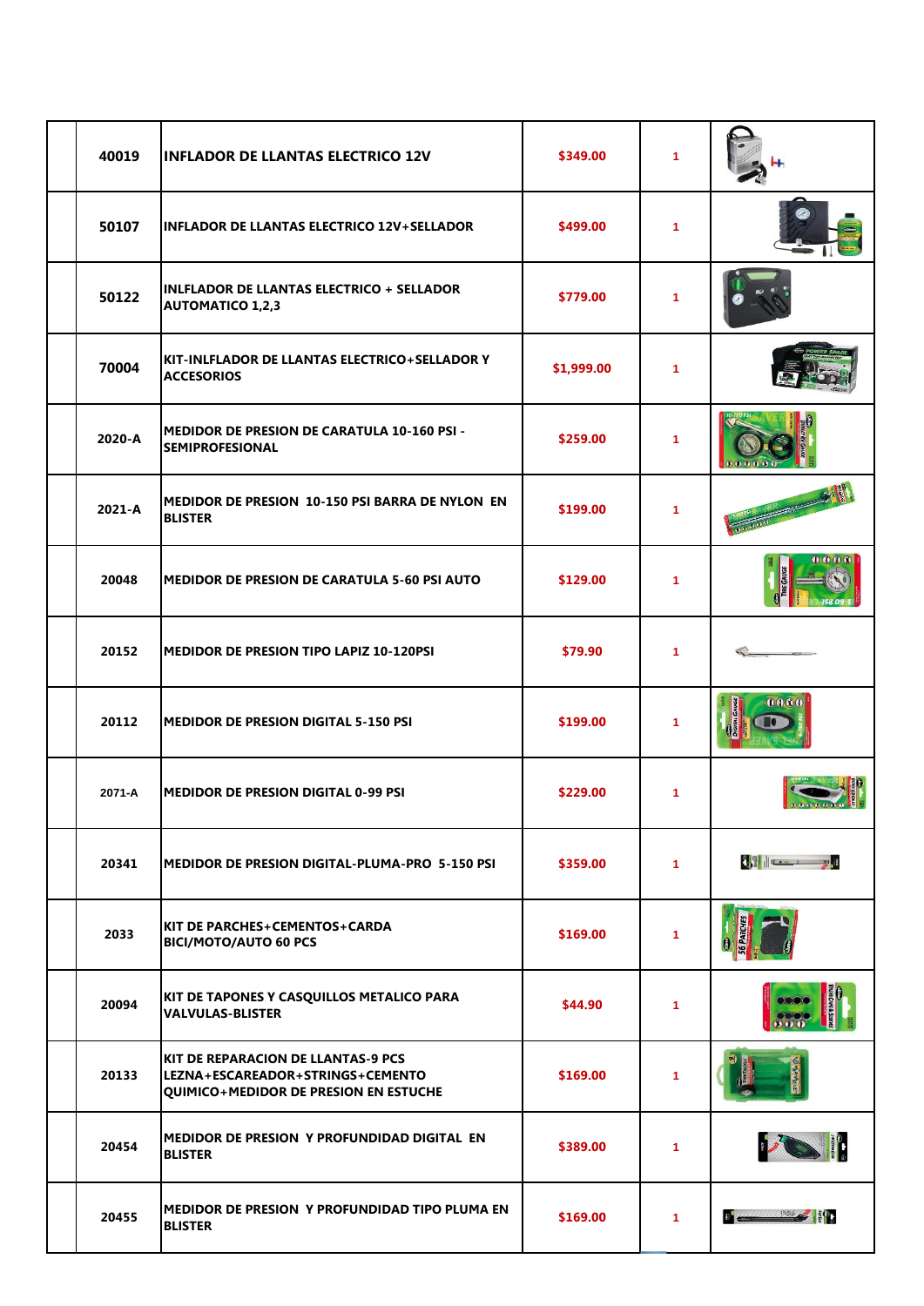| | | | | | |
|---|---|---|---|---|---|
| | 40019 | INFLADOR DE LLANTAS ELECTRICO 12V | $349.00 | 1 | |
| | 50107 | INFLADOR DE LLANTAS ELECTRICO 12V+SELLADOR | $499.00 | 1 | |
| | 50122 | INLFLADOR DE LLANTAS ELECTRICO + SELLADOR AUTOMATICO 1,2,3 | $779.00 | 1 | |
| | 70004 | KIT-INLFLADOR DE LLANTAS ELECTRICO+SELLADOR Y ACCESORIOS | $1,999.00 | 1 | |
| | 2020-A | MEDIDOR DE PRESION DE CARATULA 10-160 PSI - SEMIPROFESIONAL | $259.00 | 1 | |
| | 2021-A | MEDIDOR DE PRESION 10-150 PSI BARRA DE NYLON EN BLISTER | $199.00 | 1 | |
| | 20048 | MEDIDOR DE PRESION DE CARATULA 5-60 PSI AUTO | $129.00 | 1 | |
| | 20152 | MEDIDOR DE PRESION TIPO LAPIZ 10-120PSI | $79.90 | 1 | |
| | 20112 | MEDIDOR DE PRESION DIGITAL 5-150 PSI | $199.00 | 1 | |
| | 2071-A | MEDIDOR DE PRESION DIGITAL 0-99 PSI | $229.00 | 1 | |
| | 20341 | MEDIDOR DE PRESION DIGITAL-PLUMA-PRO 5-150 PSI | $359.00 | 1 | |
| | 2033 | KIT DE PARCHES+CEMENTOS+CARDA BICI/MOTO/AUTO 60 PCS | $169.00 | 1 | |
| | 20094 | KIT DE TAPONES Y CASQUILLOS METALICO PARA VALVULAS-BLISTER | $44.90 | 1 | |
| | 20133 | KIT DE REPARACION DE LLANTAS-9 PCS LEZNA+ESCAREADOR+STRINGS+CEMENTO QUIMICO+MEDIDOR DE PRESION EN ESTUCHE | $169.00 | 1 | |
| | 20454 | MEDIDOR DE PRESION Y PROFUNDIDAD DIGITAL EN BLISTER | $389.00 | 1 | |
| | 20455 | MEDIDOR DE PRESION Y PROFUNDIDAD TIPO PLUMA EN BLISTER | $169.00 | 1 | |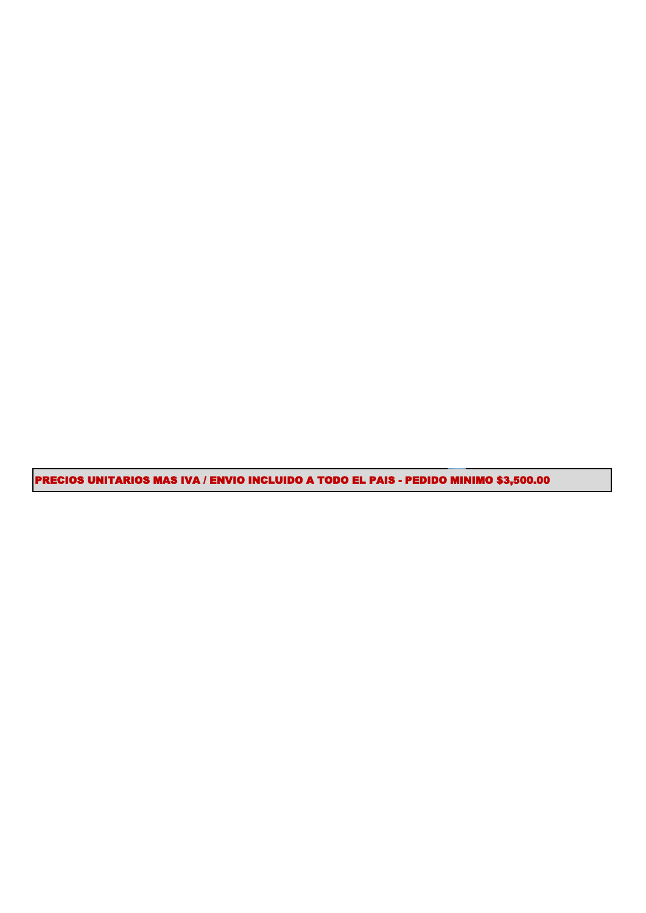**PRECIOS UNITARIOS MAS IVA / ENVIO INCLUIDO A TODO EL PAIS - PEDIDO MINIMO $3,500.00**